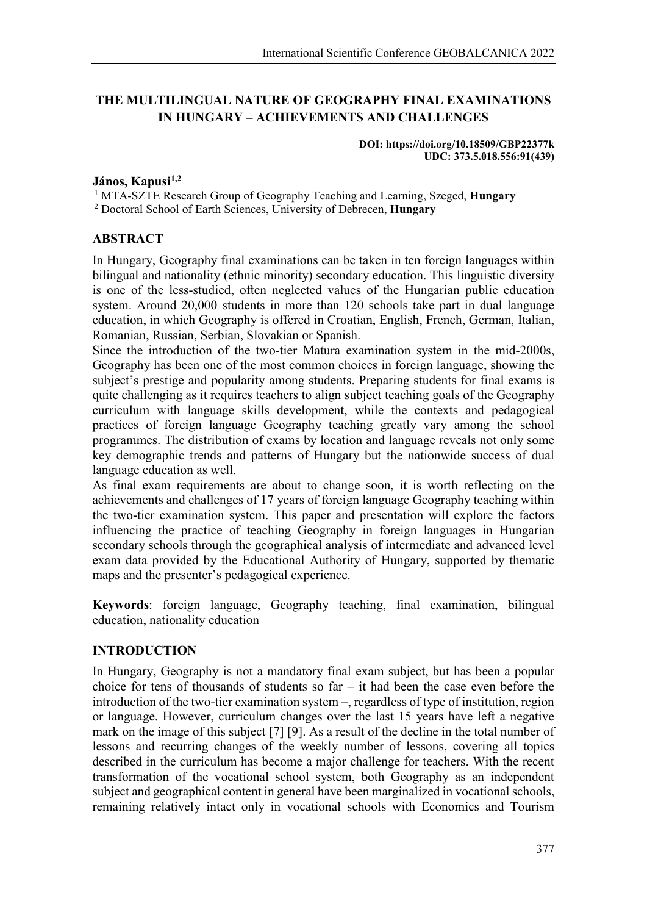# THE MULTILINGUAL NATURE OF GEOGRAPHY FINAL EXAMINATIONS IN HUNGARY – ACHIEVEMENTS AND CHALLENGES

**DOI: https://doi.org/10.18509/GBP22377k**
**UDC: 373.5.018.556:91(439)**

**János, Kapusi[1,2]**

[1] MTA-SZTE Research Group of Geography Teaching and Learning, Szeged, **Hungary**
[2] Doctoral School of Earth Sciences, University of Debrecen, **Hungary**

## ABSTRACT

In Hungary, Geography final examinations can be taken in ten foreign languages within bilingual and nationality (ethnic minority) secondary education. This linguistic diversity is one of the less-studied, often neglected values of the Hungarian public education system. Around 20,000 students in more than 120 schools take part in dual language education, in which Geography is offered in Croatian, English, French, German, Italian, Romanian, Russian, Serbian, Slovakian or Spanish.

Since the introduction of the two-tier Matura examination system in the mid-2000s, Geography has been one of the most common choices in foreign language, showing the subject's prestige and popularity among students. Preparing students for final exams is quite challenging as it requires teachers to align subject teaching goals of the Geography curriculum with language skills development, while the contexts and pedagogical practices of foreign language Geography teaching greatly vary among the school programmes. The distribution of exams by location and language reveals not only some key demographic trends and patterns of Hungary but the nationwide success of dual language education as well.

As final exam requirements are about to change soon, it is worth reflecting on the achievements and challenges of 17 years of foreign language Geography teaching within the two-tier examination system. This paper and presentation will explore the factors influencing the practice of teaching Geography in foreign languages in Hungarian secondary schools through the geographical analysis of intermediate and advanced level exam data provided by the Educational Authority of Hungary, supported by thematic maps and the presenter's pedagogical experience.

**Keywords**: foreign language, Geography teaching, final examination, bilingual education, nationality education

## INTRODUCTION

In Hungary, Geography is not a mandatory final exam subject, but has been a popular choice for tens of thousands of students so far – it had been the case even before the introduction of the two-tier examination system –, regardless of type of institution, region or language. However, curriculum changes over the last 15 years have left a negative mark on the image of this subject [7] [9]. As a result of the decline in the total number of lessons and recurring changes of the weekly number of lessons, covering all topics described in the curriculum has become a major challenge for teachers. With the recent transformation of the vocational school system, both Geography as an independent subject and geographical content in general have been marginalized in vocational schools, remaining relatively intact only in vocational schools with Economics and Tourism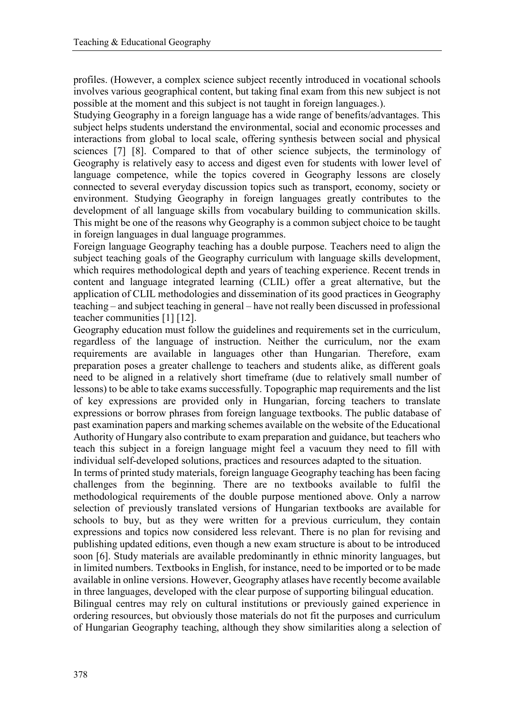profiles. (However, a complex science subject recently introduced in vocational schools involves various geographical content, but taking final exam from this new subject is not possible at the moment and this subject is not taught in foreign languages.).

Studying Geography in a foreign language has a wide range of benefits/advantages. This subject helps students understand the environmental, social and economic processes and interactions from global to local scale, offering synthesis between social and physical sciences [7] [8]. Compared to that of other science subjects, the terminology of Geography is relatively easy to access and digest even for students with lower level of language competence, while the topics covered in Geography lessons are closely connected to several everyday discussion topics such as transport, economy, society or environment. Studying Geography in foreign languages greatly contributes to the development of all language skills from vocabulary building to communication skills. This might be one of the reasons why Geography is a common subject choice to be taught in foreign languages in dual language programmes.

Foreign language Geography teaching has a double purpose. Teachers need to align the subject teaching goals of the Geography curriculum with language skills development, which requires methodological depth and years of teaching experience. Recent trends in content and language integrated learning (CLIL) offer a great alternative, but the application of CLIL methodologies and dissemination of its good practices in Geography teaching – and subject teaching in general – have not really been discussed in professional teacher communities [1] [12].

Geography education must follow the guidelines and requirements set in the curriculum, regardless of the language of instruction. Neither the curriculum, nor the exam requirements are available in languages other than Hungarian. Therefore, exam preparation poses a greater challenge to teachers and students alike, as different goals need to be aligned in a relatively short timeframe (due to relatively small number of lessons) to be able to take exams successfully. Topographic map requirements and the list of key expressions are provided only in Hungarian, forcing teachers to translate expressions or borrow phrases from foreign language textbooks. The public database of past examination papers and marking schemes available on the website of the Educational Authority of Hungary also contribute to exam preparation and guidance, but teachers who teach this subject in a foreign language might feel a vacuum they need to fill with individual self-developed solutions, practices and resources adapted to the situation.

In terms of printed study materials, foreign language Geography teaching has been facing challenges from the beginning. There are no textbooks available to fulfil the methodological requirements of the double purpose mentioned above. Only a narrow selection of previously translated versions of Hungarian textbooks are available for schools to buy, but as they were written for a previous curriculum, they contain expressions and topics now considered less relevant. There is no plan for revising and publishing updated editions, even though a new exam structure is about to be introduced soon [6]. Study materials are available predominantly in ethnic minority languages, but in limited numbers. Textbooks in English, for instance, need to be imported or to be made available in online versions. However, Geography atlases have recently become available in three languages, developed with the clear purpose of supporting bilingual education.

Bilingual centres may rely on cultural institutions or previously gained experience in ordering resources, but obviously those materials do not fit the purposes and curriculum of Hungarian Geography teaching, although they show similarities along a selection of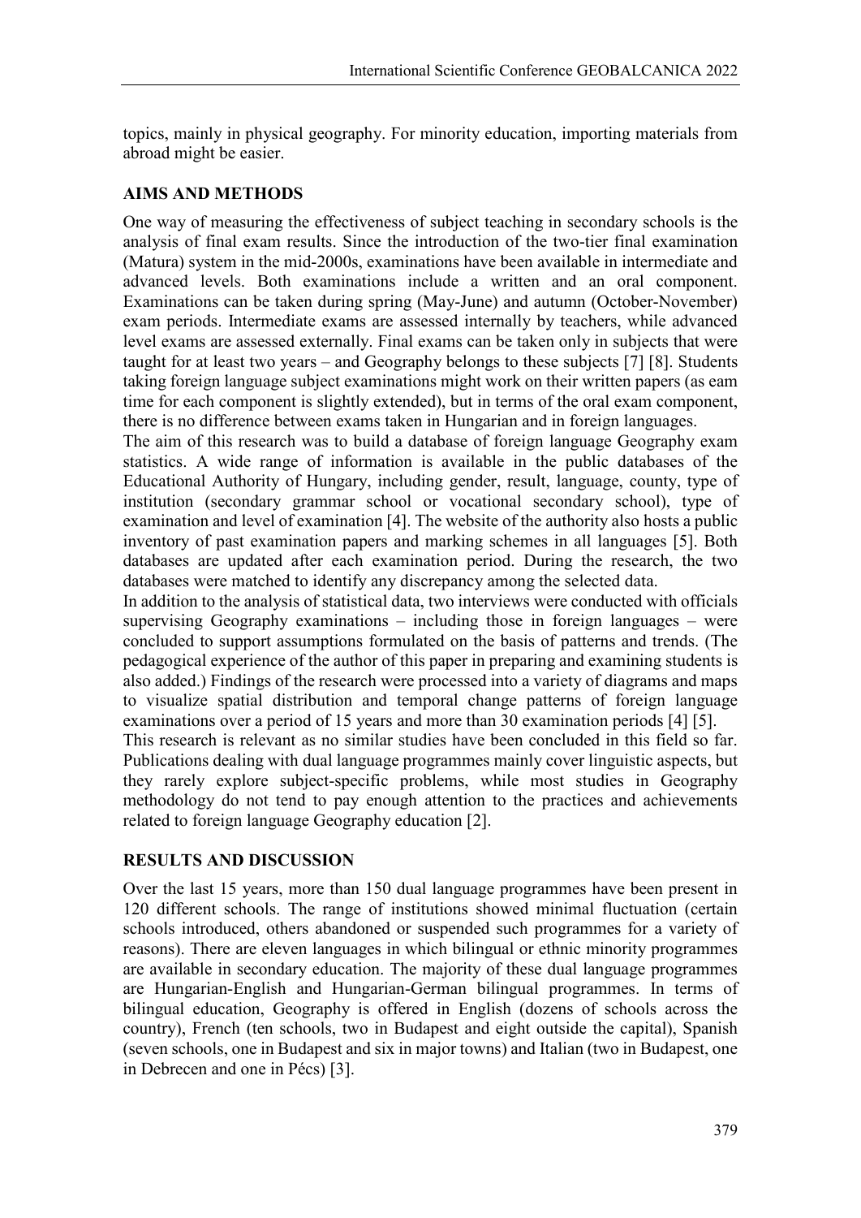topics, mainly in physical geography. For minority education, importing materials from abroad might be easier.

## AIMS AND METHODS

One way of measuring the effectiveness of subject teaching in secondary schools is the analysis of final exam results. Since the introduction of the two-tier final examination (Matura) system in the mid-2000s, examinations have been available in intermediate and advanced levels. Both examinations include a written and an oral component. Examinations can be taken during spring (May-June) and autumn (October-November) exam periods. Intermediate exams are assessed internally by teachers, while advanced level exams are assessed externally. Final exams can be taken only in subjects that were taught for at least two years – and Geography belongs to these subjects [7] [8]. Students taking foreign language subject examinations might work on their written papers (as eam time for each component is slightly extended), but in terms of the oral exam component, there is no difference between exams taken in Hungarian and in foreign languages.

The aim of this research was to build a database of foreign language Geography exam statistics. A wide range of information is available in the public databases of the Educational Authority of Hungary, including gender, result, language, county, type of institution (secondary grammar school or vocational secondary school), type of examination and level of examination [4]. The website of the authority also hosts a public inventory of past examination papers and marking schemes in all languages [5]. Both databases are updated after each examination period. During the research, the two databases were matched to identify any discrepancy among the selected data.

In addition to the analysis of statistical data, two interviews were conducted with officials supervising Geography examinations – including those in foreign languages – were concluded to support assumptions formulated on the basis of patterns and trends. (The pedagogical experience of the author of this paper in preparing and examining students is also added.) Findings of the research were processed into a variety of diagrams and maps to visualize spatial distribution and temporal change patterns of foreign language examinations over a period of 15 years and more than 30 examination periods [4] [5].

This research is relevant as no similar studies have been concluded in this field so far. Publications dealing with dual language programmes mainly cover linguistic aspects, but they rarely explore subject-specific problems, while most studies in Geography methodology do not tend to pay enough attention to the practices and achievements related to foreign language Geography education [2].

## RESULTS AND DISCUSSION

Over the last 15 years, more than 150 dual language programmes have been present in 120 different schools. The range of institutions showed minimal fluctuation (certain schools introduced, others abandoned or suspended such programmes for a variety of reasons). There are eleven languages in which bilingual or ethnic minority programmes are available in secondary education. The majority of these dual language programmes are Hungarian-English and Hungarian-German bilingual programmes. In terms of bilingual education, Geography is offered in English (dozens of schools across the country), French (ten schools, two in Budapest and eight outside the capital), Spanish (seven schools, one in Budapest and six in major towns) and Italian (two in Budapest, one in Debrecen and one in Pécs) [3].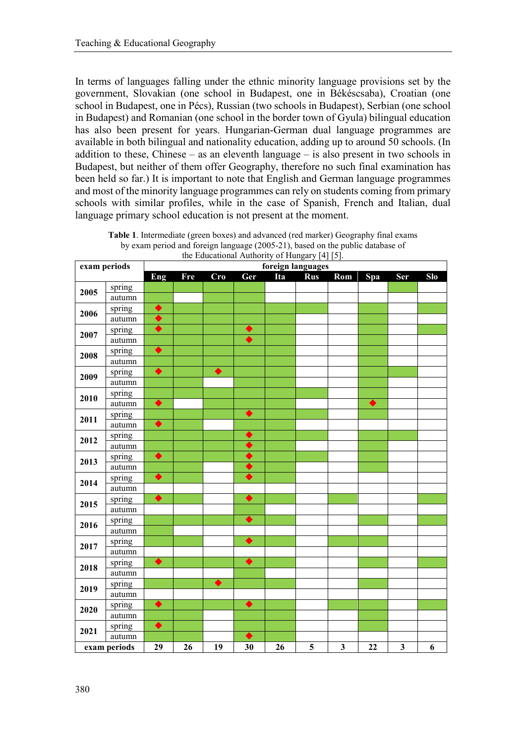In terms of languages falling under the ethnic minority language provisions set by the government, Slovakian (one school in Budapest, one in Békéscsaba), Croatian (one school in Budapest, one in Pécs), Russian (two schools in Budapest), Serbian (one school in Budapest) and Romanian (one school in the border town of Gyula) bilingual education has also been present for years. Hungarian-German dual language programmes are available in both bilingual and nationality education, adding up to around 50 schools. (In addition to these, Chinese – as an eleventh language – is also present in two schools in Budapest, but neither of them offer Geography, therefore no such final examination has been held so far.) It is important to note that English and German language programmes and most of the minority language programmes can rely on students coming from primary schools with similar profiles, while in the case of Spanish, French and Italian, dual language primary school education is not present at the moment.

**Table 1**. Intermediate (green boxes) and advanced (red marker) Geography final exams by exam period and foreign language (2005-21), based on the public database of the Educational Authority of Hungary [4] [5].

| exam periods | | foreign languages | | | | | | | | | |
|---|---|---|---|---|---|---|---|---|---|---|---|
| | | Eng | Fre | Cro | Ger | Ita | Rus | Rom | Spa | Ser | Slo |
| 2005 | spring | ■ | ■ | ■ | ■ | | | | | ■ | |
| | autumn | ■ | | ■ | ■ | | | | | | |
| 2006 | spring | ◆ | ■ | ■ | ■ | ■ | ■ | | ■ | | ■ |
| | autumn | ◆ | ■ | ■ | ■ | ■ | | | ■ | | |
| 2007 | spring | ◆ | ■ | ■ | ◆ | ■ | | | ■ | | ■ |
| | autumn | ■ | ■ | ■ | ◆ | ■ | | | ■ | | |
| 2008 | spring | ◆ | ■ | ■ | ■ | ■ | | | ■ | | |
| | autumn | ■ | ■ | ■ | ■ | ■ | | | ■ | | |
| 2009 | spring | ◆ | ■ | ◆ | ■ | ■ | | | ■ | ■ | |
| | autumn | ■ | ■ | | ■ | ■ | | | ■ | | |
| 2010 | spring | ■ | ■ | ■ | ■ | ■ | ■ | | ■ | | |
| | autumn | ◆ | | ■ | ■ | ■ | | | ◆ | | |
| 2011 | spring | ■ | ■ | ■ | ◆ | ■ | ■ | | ■ | | |
| | autumn | ◆ | ■ | | ■ | ■ | | | | | |
| 2012 | spring | ■ | ■ | ■ | ◆ | ■ | ■ | | ■ | ■ | |
| | autumn | ■ | ■ | ■ | ◆ | ■ | | | ■ | | |
| 2013 | spring | ◆ | ■ | ■ | ◆ | ■ | ■ | | ■ | | |
| | autumn | ■ | ■ | | ◆ | ■ | | | ■ | | |
| 2014 | spring | ◆ | ■ | | ◆ | ■ | | | | | |
| | autumn | | | | | | | | | | |
| 2015 | spring | ◆ | ■ | | ◆ | ■ | | ■ | | | ■ |
| | autumn | | | | ■ | | | | | | |
| 2016 | spring | ■ | ■ | ■ | ◆ | ■ | | | ■ | | ■ |
| | autumn | ■ | | | | | | | | | |
| 2017 | spring | ■ | ■ | | ◆ | ■ | | ■ | ■ | | |
| | autumn | | | | | | | | | | |
| 2018 | spring | ◆ | ■ | ■ | ◆ | ■ | | | ■ | | ■ |
| | autumn | | | | ■ | | | | | | |
| 2019 | spring | ■ | ■ | ◆ | ■ | ■ | | | ■ | | |
| | autumn | | | | | | | | | | |
| 2020 | spring | ◆ | ■ | ■ | ◆ | ■ | | ■ | ■ | | ■ |
| | autumn | | ■ | | ■ | ■ | | | | | |
| 2021 | spring | ◆ | ■ | | ■ | ■ | | | ■ | | |
| | autumn | | ■ | | ◆ | ■ | | | | | |
| exam periods | | 29 | 26 | 19 | 30 | 26 | 5 | 3 | 22 | 3 | 6 |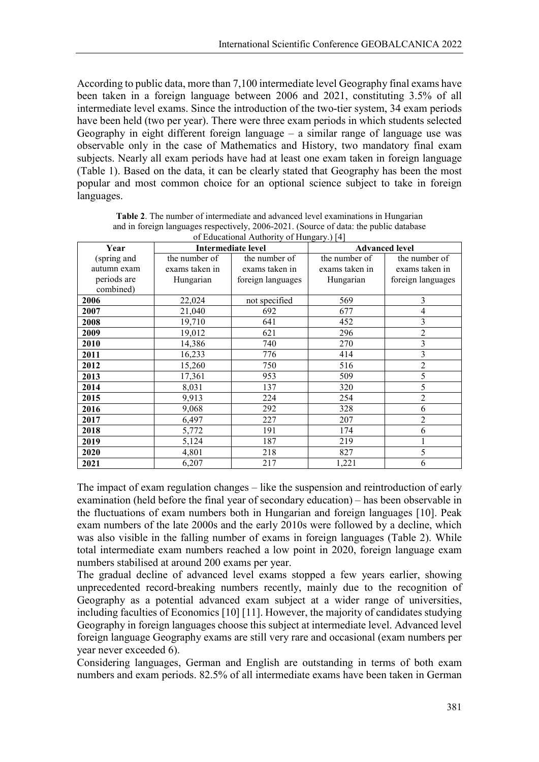According to public data, more than 7,100 intermediate level Geography final exams have been taken in a foreign language between 2006 and 2021, constituting 3.5% of all intermediate level exams. Since the introduction of the two-tier system, 34 exam periods have been held (two per year). There were three exam periods in which students selected Geography in eight different foreign language – a similar range of language use was observable only in the case of Mathematics and History, two mandatory final exam subjects. Nearly all exam periods have had at least one exam taken in foreign language (Table 1). Based on the data, it can be clearly stated that Geography has been the most popular and most common choice for an optional science subject to take in foreign languages.

**Table 2**. The number of intermediate and advanced level examinations in Hungarian and in foreign languages respectively, 2006-2021. (Source of data: the public database of Educational Authority of Hungary.) [4]

| Year (spring and autumn exam periods are combined) | Intermediate level | | Advanced level | |
|---|---|---|---|---|
| | the number of exams taken in Hungarian | the number of exams taken in foreign languages | the number of exams taken in Hungarian | the number of exams taken in foreign languages |
| **2006** | 22,024 | not specified | 569 | 3 |
| **2007** | 21,040 | 692 | 677 | 4 |
| **2008** | 19,710 | 641 | 452 | 3 |
| **2009** | 19,012 | 621 | 296 | 2 |
| **2010** | 14,386 | 740 | 270 | 3 |
| **2011** | 16,233 | 776 | 414 | 3 |
| **2012** | 15,260 | 750 | 516 | 2 |
| **2013** | 17,361 | 953 | 509 | 5 |
| **2014** | 8,031 | 137 | 320 | 5 |
| **2015** | 9,913 | 224 | 254 | 2 |
| **2016** | 9,068 | 292 | 328 | 6 |
| **2017** | 6,497 | 227 | 207 | 2 |
| **2018** | 5,772 | 191 | 174 | 6 |
| **2019** | 5,124 | 187 | 219 | 1 |
| **2020** | 4,801 | 218 | 827 | 5 |
| **2021** | 6,207 | 217 | 1,221 | 6 |

The impact of exam regulation changes – like the suspension and reintroduction of early examination (held before the final year of secondary education) – has been observable in the fluctuations of exam numbers both in Hungarian and foreign languages [10]. Peak exam numbers of the late 2000s and the early 2010s were followed by a decline, which was also visible in the falling number of exams in foreign languages (Table 2). While total intermediate exam numbers reached a low point in 2020, foreign language exam numbers stabilised at around 200 exams per year.

The gradual decline of advanced level exams stopped a few years earlier, showing unprecedented record-breaking numbers recently, mainly due to the recognition of Geography as a potential advanced exam subject at a wider range of universities, including faculties of Economics [10] [11]. However, the majority of candidates studying Geography in foreign languages choose this subject at intermediate level. Advanced level foreign language Geography exams are still very rare and occasional (exam numbers per year never exceeded 6).

Considering languages, German and English are outstanding in terms of both exam numbers and exam periods. 82.5% of all intermediate exams have been taken in German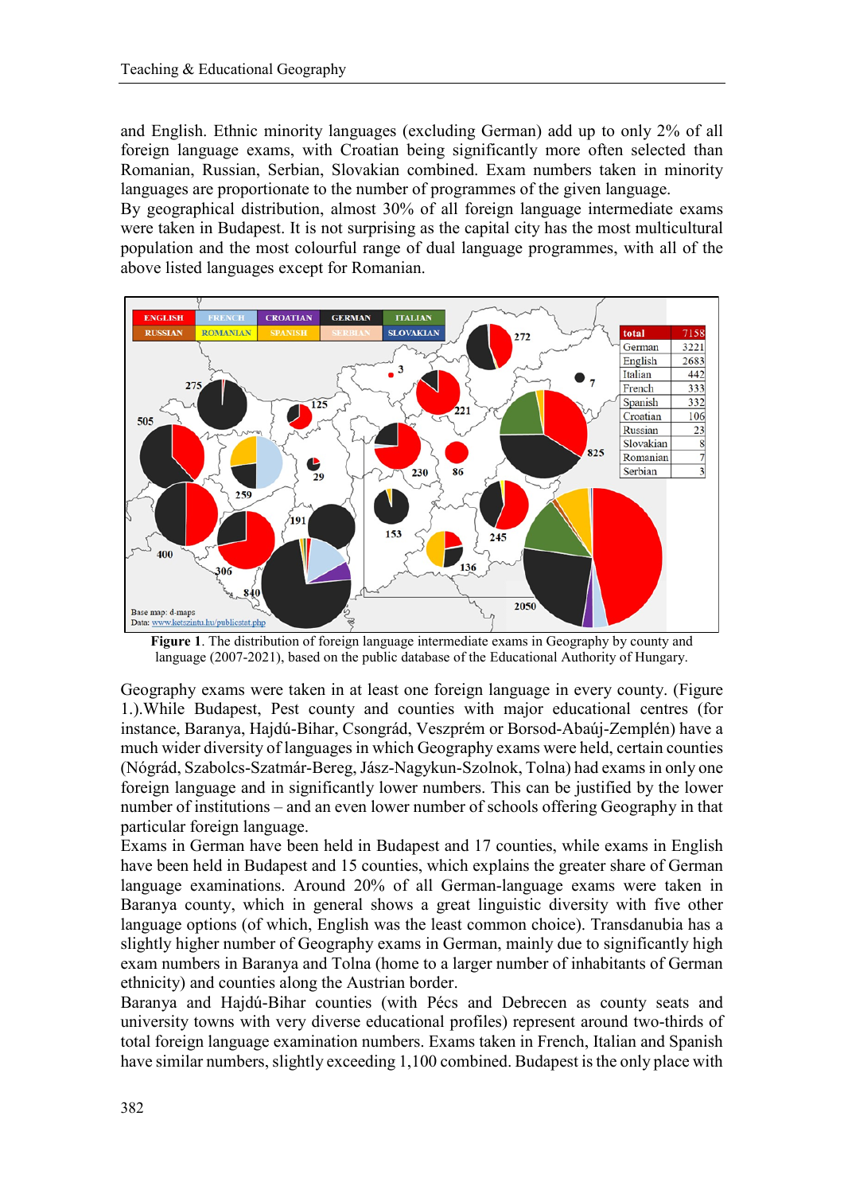and English. Ethnic minority languages (excluding German) add up to only 2% of all foreign language exams, with Croatian being significantly more often selected than Romanian, Russian, Serbian, Slovakian combined. Exam numbers taken in minority languages are proportionate to the number of programmes of the given language.

By geographical distribution, almost 30% of all foreign language intermediate exams were taken in Budapest. It is not surprising as the capital city has the most multicultural population and the most colourful range of dual language programmes, with all of the above listed languages except for Romanian.

**Figure 1**. The distribution of foreign language intermediate exams in Geography by county and language (2007-2021), based on the public database of the Educational Authority of Hungary.

Geography exams were taken in at least one foreign language in every county. (Figure 1.).While Budapest, Pest county and counties with major educational centres (for instance, Baranya, Hajdú-Bihar, Csongrád, Veszprém or Borsod-Abaúj-Zemplén) have a much wider diversity of languages in which Geography exams were held, certain counties (Nógrád, Szabolcs-Szatmár-Bereg, Jász-Nagykun-Szolnok, Tolna) had exams in only one foreign language and in significantly lower numbers. This can be justified by the lower number of institutions – and an even lower number of schools offering Geography in that particular foreign language.

Exams in German have been held in Budapest and 17 counties, while exams in English have been held in Budapest and 15 counties, which explains the greater share of German language examinations. Around 20% of all German-language exams were taken in Baranya county, which in general shows a great linguistic diversity with five other language options (of which, English was the least common choice). Transdanubia has a slightly higher number of Geography exams in German, mainly due to significantly high exam numbers in Baranya and Tolna (home to a larger number of inhabitants of German ethnicity) and counties along the Austrian border.

Baranya and Hajdú-Bihar counties (with Pécs and Debrecen as county seats and university towns with very diverse educational profiles) represent around two-thirds of total foreign language examination numbers. Exams taken in French, Italian and Spanish have similar numbers, slightly exceeding 1,100 combined. Budapest is the only place with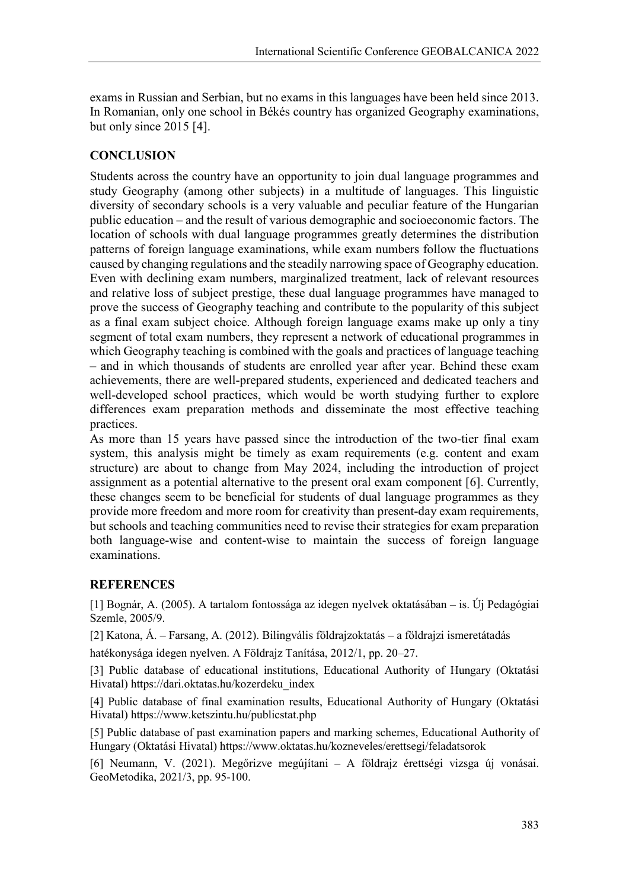exams in Russian and Serbian, but no exams in this languages have been held since 2013. In Romanian, only one school in Békés country has organized Geography examinations, but only since 2015 [4].

## CONCLUSION

Students across the country have an opportunity to join dual language programmes and study Geography (among other subjects) in a multitude of languages. This linguistic diversity of secondary schools is a very valuable and peculiar feature of the Hungarian public education – and the result of various demographic and socioeconomic factors. The location of schools with dual language programmes greatly determines the distribution patterns of foreign language examinations, while exam numbers follow the fluctuations caused by changing regulations and the steadily narrowing space of Geography education. Even with declining exam numbers, marginalized treatment, lack of relevant resources and relative loss of subject prestige, these dual language programmes have managed to prove the success of Geography teaching and contribute to the popularity of this subject as a final exam subject choice. Although foreign language exams make up only a tiny segment of total exam numbers, they represent a network of educational programmes in which Geography teaching is combined with the goals and practices of language teaching – and in which thousands of students are enrolled year after year. Behind these exam achievements, there are well-prepared students, experienced and dedicated teachers and well-developed school practices, which would be worth studying further to explore differences exam preparation methods and disseminate the most effective teaching practices.

As more than 15 years have passed since the introduction of the two-tier final exam system, this analysis might be timely as exam requirements (e.g. content and exam structure) are about to change from May 2024, including the introduction of project assignment as a potential alternative to the present oral exam component [6]. Currently, these changes seem to be beneficial for students of dual language programmes as they provide more freedom and more room for creativity than present-day exam requirements, but schools and teaching communities need to revise their strategies for exam preparation both language-wise and content-wise to maintain the success of foreign language examinations.

## REFERENCES

[1] Bognár, A. (2005). A tartalom fontossága az idegen nyelvek oktatásában – is. Új Pedagógiai Szemle, 2005/9.

[2] Katona, Á. – Farsang, A. (2012). Bilingvális földrajzoktatás – a földrajzi ismeretátadás hatékonysága idegen nyelven. A Földrajz Tanítása, 2012/1, pp. 20–27.

[3] Public database of educational institutions, Educational Authority of Hungary (Oktatási Hivatal) https://dari.oktatas.hu/kozerdeku_index

[4] Public database of final examination results, Educational Authority of Hungary (Oktatási Hivatal) https://www.ketszintu.hu/publicstat.php

[5] Public database of past examination papers and marking schemes, Educational Authority of Hungary (Oktatási Hivatal) https://www.oktatas.hu/kozneveles/erettsegi/feladatsorok

[6] Neumann, V. (2021). Megőrizve megújítani – A földrajz érettségi vizsga új vonásai. GeoMetodika, 2021/3, pp. 95-100.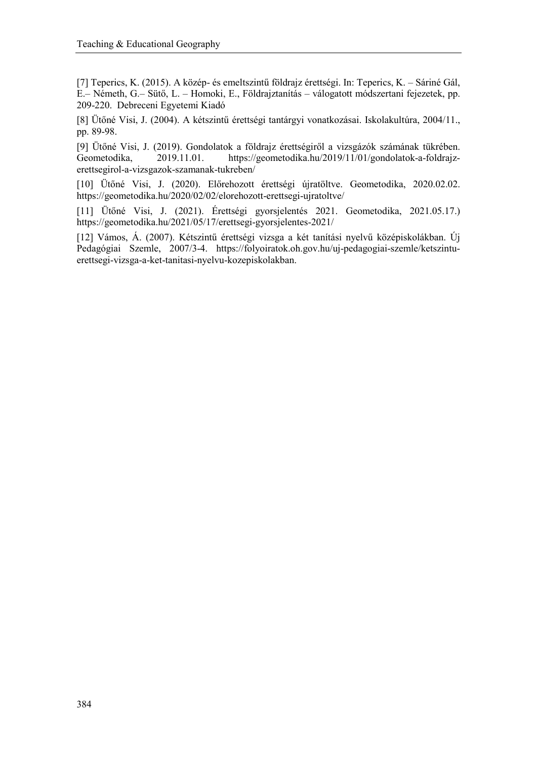[7] Teperics, K. (2015). A közép- és emeltszintű földrajz érettségi. In: Teperics, K. – Sáriné Gál, E.– Németh, G.– Sütő, L. – Homoki, E., Földrajztanítás – válogatott módszertani fejezetek, pp. 209-220. Debreceni Egyetemi Kiadó

[8] Ütőné Visi, J. (2004). A kétszintű érettségi tantárgyi vonatkozásai. Iskolakultúra, 2004/11., pp. 89-98.

[9] Ütőné Visi, J. (2019). Gondolatok a földrajz érettségiről a vizsgázók számának tükrében. Geometodika, 2019.11.01. https://geometodika.hu/2019/11/01/gondolatok-a-foldrajz-erettsegirol-a-vizsgazok-szamanak-tukreben/

[10] Ütőné Visi, J. (2020). Előrehozott érettségi újratöltve. Geometodika, 2020.02.02. https://geometodika.hu/2020/02/02/elorehozott-erettsegi-ujratoltve/

[11] Ütőné Visi, J. (2021). Érettségi gyorsjelentés 2021. Geometodika, 2021.05.17.) https://geometodika.hu/2021/05/17/erettsegi-gyorsjelentes-2021/

[12] Vámos, Á. (2007). Kétszintű érettségi vizsga a két tanítási nyelvű középiskolákban. Új Pedagógiai Szemle, 2007/3-4. https://folyoiratok.oh.gov.hu/uj-pedagogiai-szemle/ketszintu-erettsegi-vizsga-a-ket-tanitasi-nyelvu-kozepiskolakban.